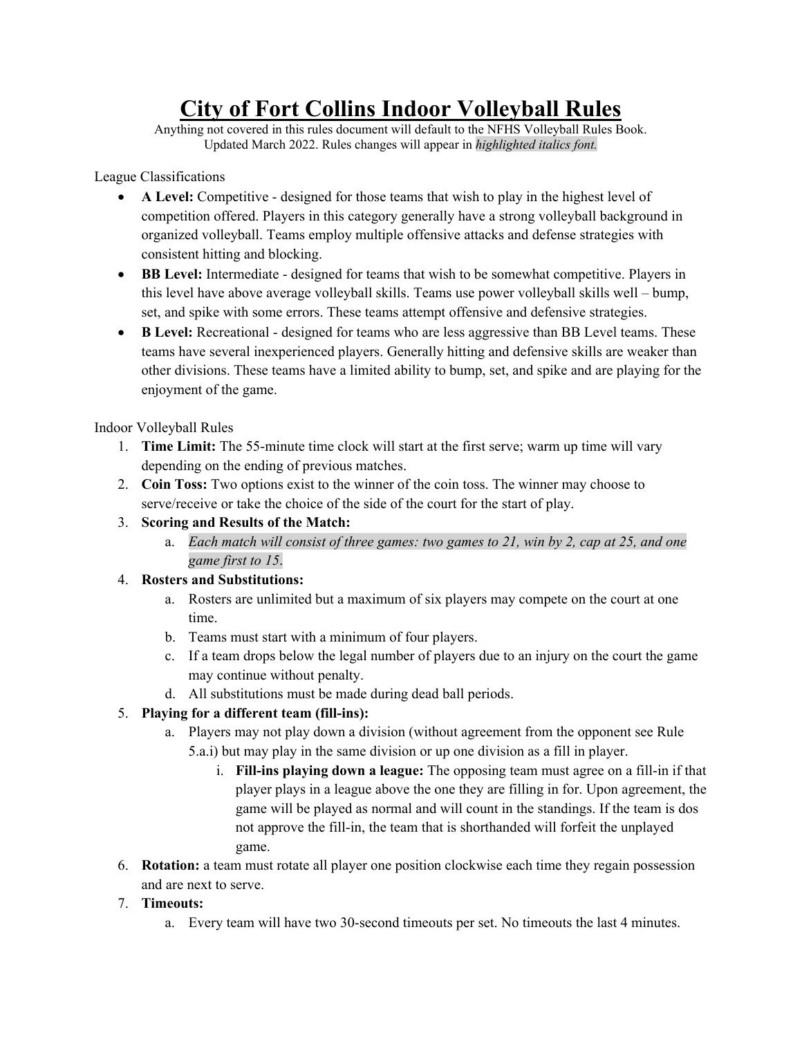# City of Fort Collins Indoor Volleyball Rules

Anything not covered in this rules document will default to the NFHS Volleyball Rules Book.
Updated March 2022. Rules changes will appear in *highlighted italics font.*

League Classifications

- **A Level:** Competitive - designed for those teams that wish to play in the highest level of competition offered. Players in this category generally have a strong volleyball background in organized volleyball. Teams employ multiple offensive attacks and defense strategies with consistent hitting and blocking.
- **BB Level:** Intermediate - designed for teams that wish to be somewhat competitive. Players in this level have above average volleyball skills. Teams use power volleyball skills well – bump, set, and spike with some errors. These teams attempt offensive and defensive strategies.
- **B Level:** Recreational - designed for teams who are less aggressive than BB Level teams. These teams have several inexperienced players. Generally hitting and defensive skills are weaker than other divisions. These teams have a limited ability to bump, set, and spike and are playing for the enjoyment of the game.

Indoor Volleyball Rules

1. **Time Limit:** The 55-minute time clock will start at the first serve; warm up time will vary depending on the ending of previous matches.
2. **Coin Toss:** Two options exist to the winner of the coin toss. The winner may choose to serve/receive or take the choice of the side of the court for the start of play.
3. **Scoring and Results of the Match:**
   a. *Each match will consist of three games: two games to 21, win by 2, cap at 25, and one game first to 15.*
4. **Rosters and Substitutions:**
   a. Rosters are unlimited but a maximum of six players may compete on the court at one time.
   b. Teams must start with a minimum of four players.
   c. If a team drops below the legal number of players due to an injury on the court the game may continue without penalty.
   d. All substitutions must be made during dead ball periods.
5. **Playing for a different team (fill-ins):**
   a. Players may not play down a division (without agreement from the opponent see Rule 5.a.i) but may play in the same division or up one division as a fill in player.
      i. **Fill-ins playing down a league:** The opposing team must agree on a fill-in if that player plays in a league above the one they are filling in for. Upon agreement, the game will be played as normal and will count in the standings. If the team is dos not approve the fill-in, the team that is shorthanded will forfeit the unplayed game.
6. **Rotation:** a team must rotate all player one position clockwise each time they regain possession and are next to serve.
7. **Timeouts:**
   a. Every team will have two 30-second timeouts per set. No timeouts the last 4 minutes.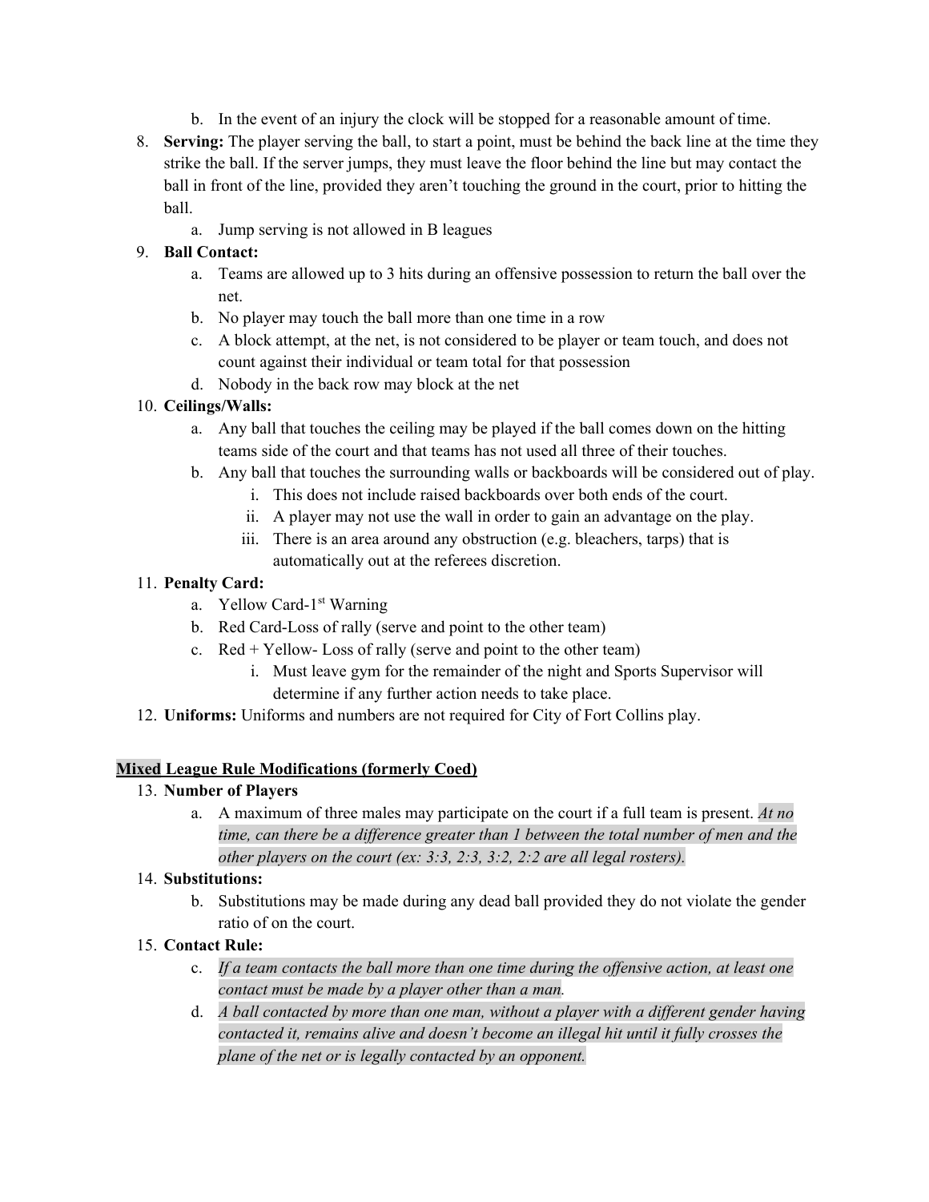b. In the event of an injury the clock will be stopped for a reasonable amount of time.

8. **Serving:** The player serving the ball, to start a point, must be behind the back line at the time they strike the ball. If the server jumps, they must leave the floor behind the line but may contact the ball in front of the line, provided they aren't touching the ground in the court, prior to hitting the ball.
   a. Jump serving is not allowed in B leagues
9. **Ball Contact:**
   a. Teams are allowed up to 3 hits during an offensive possession to return the ball over the net.
   b. No player may touch the ball more than one time in a row
   c. A block attempt, at the net, is not considered to be player or team touch, and does not count against their individual or team total for that possession
   d. Nobody in the back row may block at the net
10. **Ceilings/Walls:**
    a. Any ball that touches the ceiling may be played if the ball comes down on the hitting teams side of the court and that teams has not used all three of their touches.
    b. Any ball that touches the surrounding walls or backboards will be considered out of play.
       i. This does not include raised backboards over both ends of the court.
       ii. A player may not use the wall in order to gain an advantage on the play.
       iii. There is an area around any obstruction (e.g. bleachers, tarps) that is automatically out at the referees discretion.
11. **Penalty Card:**
    a. Yellow Card-1st Warning
    b. Red Card-Loss of rally (serve and point to the other team)
    c. Red + Yellow- Loss of rally (serve and point to the other team)
       i. Must leave gym for the remainder of the night and Sports Supervisor will determine if any further action needs to take place.
12. **Uniforms:** Uniforms and numbers are not required for City of Fort Collins play.

**Mixed League Rule Modifications (formerly Coed)**

13. **Number of Players**
    a. A maximum of three males may participate on the court if a full team is present. *At no time, can there be a difference greater than 1 between the total number of men and the other players on the court (ex: 3:3, 2:3, 3:2, 2:2 are all legal rosters).*
14. **Substitutions:**
    b. Substitutions may be made during any dead ball provided they do not violate the gender ratio of on the court.
15. **Contact Rule:**
    c. *If a team contacts the ball more than one time during the offensive action, at least one contact must be made by a player other than a man.*
    d. *A ball contacted by more than one man, without a player with a different gender having contacted it, remains alive and doesn't become an illegal hit until it fully crosses the plane of the net or is legally contacted by an opponent.*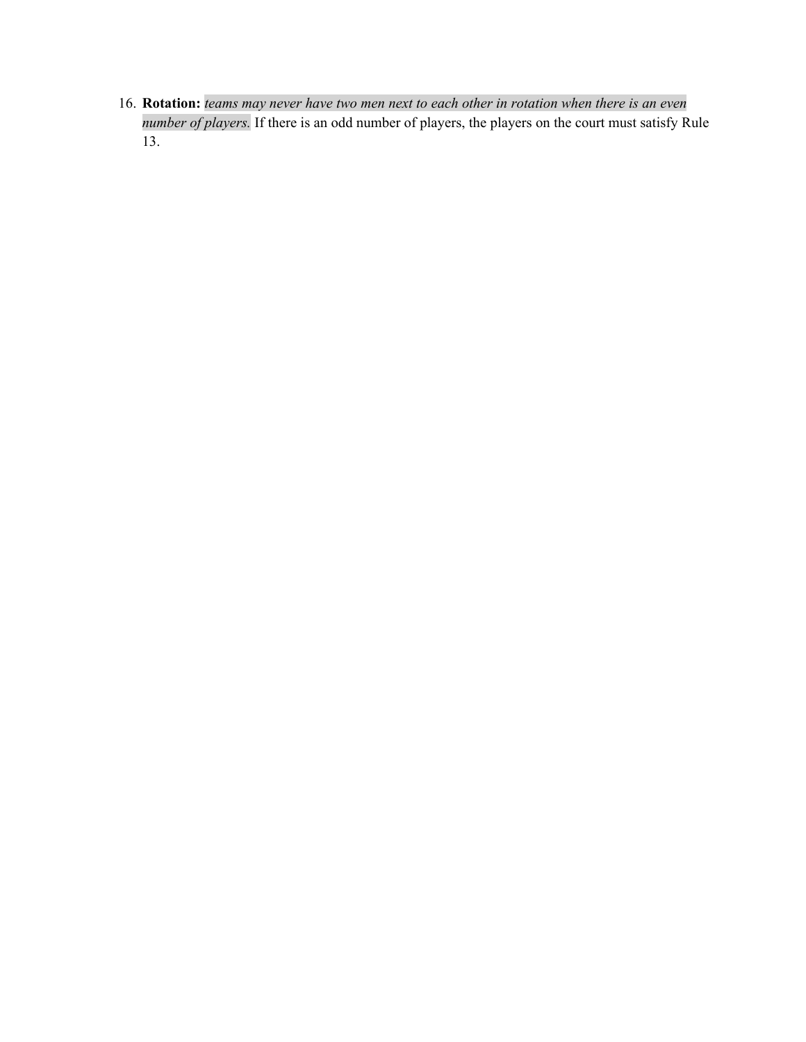16. **Rotation:** *teams may never have two men next to each other in rotation when there is an even number of players.* If there is an odd number of players, the players on the court must satisfy Rule 13.